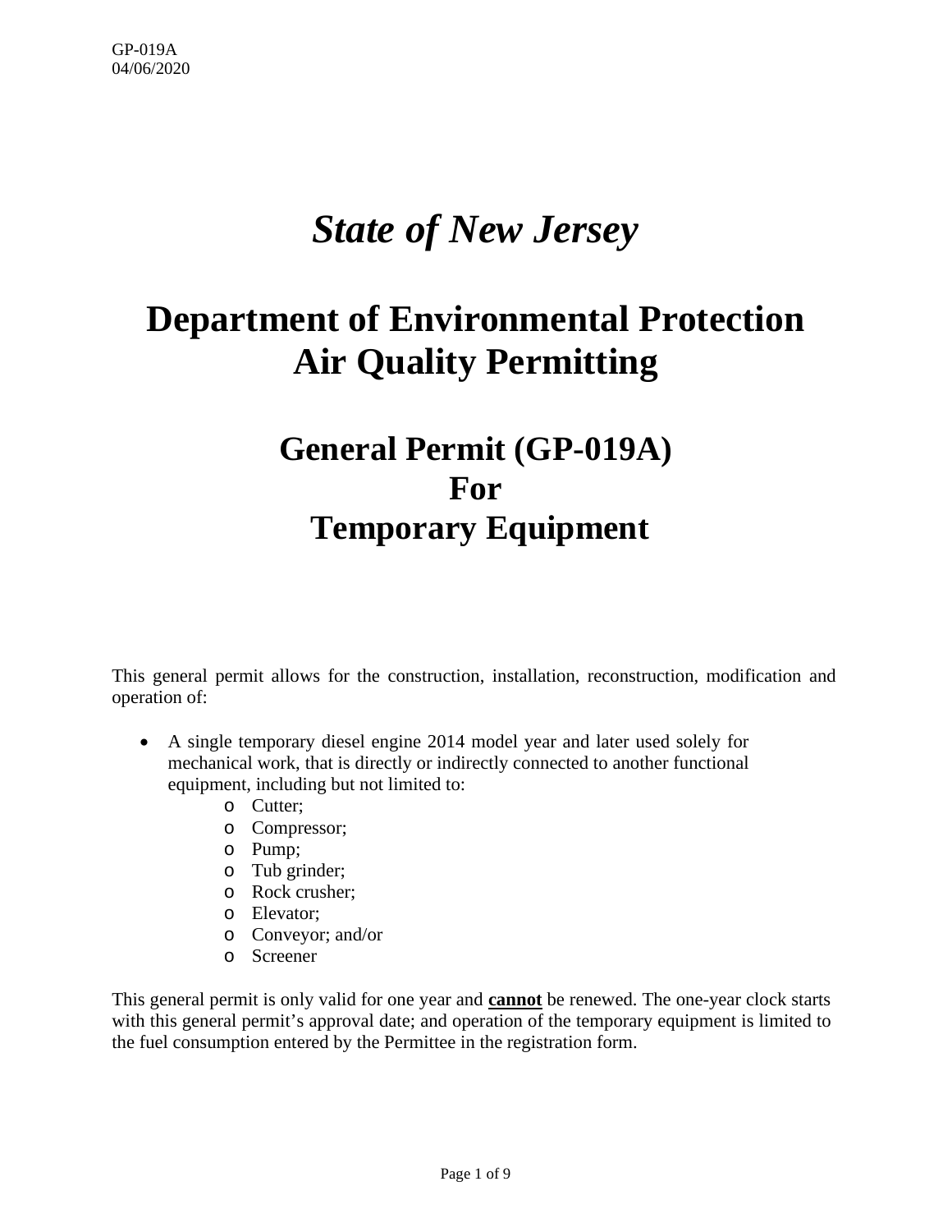GP-019A
04/06/2020

# *State of New Jersey*

# Department of Environmental Protection
# Air Quality Permitting

## General Permit (GP-019A)
## For
## Temporary Equipment

This general permit allows for the construction, installation, reconstruction, modification and operation of:

- A single temporary diesel engine 2014 model year and later used solely for mechanical work, that is directly or indirectly connected to another functional equipment, including but not limited to:
  - Cutter;
  - Compressor;
  - Pump;
  - Tub grinder;
  - Rock crusher;
  - Elevator;
  - Conveyor; and/or
  - Screener

This general permit is only valid for one year and **cannot** be renewed. The one-year clock starts with this general permit's approval date; and operation of the temporary equipment is limited to the fuel consumption entered by the Permittee in the registration form.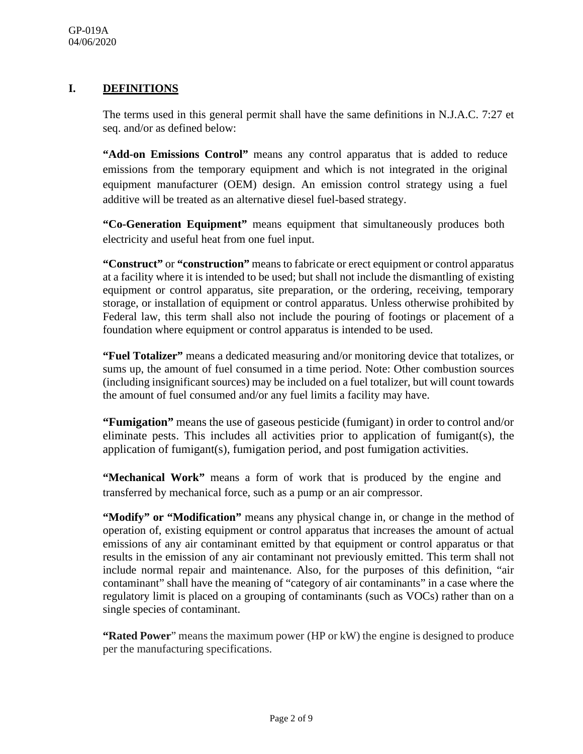## I. DEFINITIONS

The terms used in this general permit shall have the same definitions in N.J.A.C. 7:27 et seq. and/or as defined below:

**"Add-on Emissions Control"** means any control apparatus that is added to reduce emissions from the temporary equipment and which is not integrated in the original equipment manufacturer (OEM) design. An emission control strategy using a fuel additive will be treated as an alternative diesel fuel-based strategy.

**"Co-Generation Equipment"** means equipment that simultaneously produces both electricity and useful heat from one fuel input.

**"Construct"** or **"construction"** means to fabricate or erect equipment or control apparatus at a facility where it is intended to be used; but shall not include the dismantling of existing equipment or control apparatus, site preparation, or the ordering, receiving, temporary storage, or installation of equipment or control apparatus. Unless otherwise prohibited by Federal law, this term shall also not include the pouring of footings or placement of a foundation where equipment or control apparatus is intended to be used.

**"Fuel Totalizer"** means a dedicated measuring and/or monitoring device that totalizes, or sums up, the amount of fuel consumed in a time period. Note: Other combustion sources (including insignificant sources) may be included on a fuel totalizer, but will count towards the amount of fuel consumed and/or any fuel limits a facility may have.

**"Fumigation"** means the use of gaseous pesticide (fumigant) in order to control and/or eliminate pests. This includes all activities prior to application of fumigant(s), the application of fumigant(s), fumigation period, and post fumigation activities.

**"Mechanical Work"** means a form of work that is produced by the engine and transferred by mechanical force, such as a pump or an air compressor.

**"Modify" or "Modification"** means any physical change in, or change in the method of operation of, existing equipment or control apparatus that increases the amount of actual emissions of any air contaminant emitted by that equipment or control apparatus or that results in the emission of any air contaminant not previously emitted. This term shall not include normal repair and maintenance. Also, for the purposes of this definition, "air contaminant" shall have the meaning of "category of air contaminants" in a case where the regulatory limit is placed on a grouping of contaminants (such as VOCs) rather than on a single species of contaminant.

**"Rated Power"** means the maximum power (HP or kW) the engine is designed to produce per the manufacturing specifications.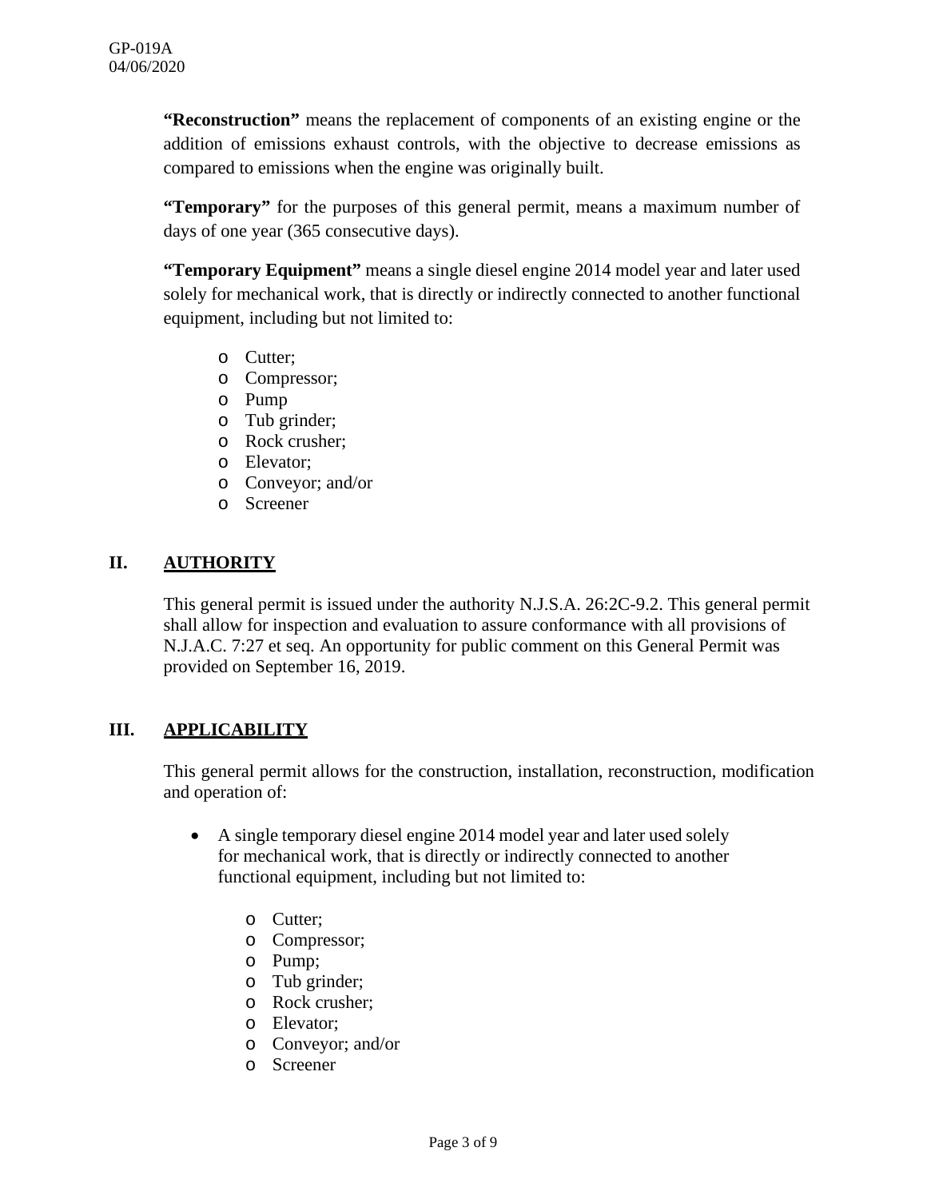**"Reconstruction"** means the replacement of components of an existing engine or the addition of emissions exhaust controls, with the objective to decrease emissions as compared to emissions when the engine was originally built.

**"Temporary"** for the purposes of this general permit, means a maximum number of days of one year (365 consecutive days).

**"Temporary Equipment"** means a single diesel engine 2014 model year and later used solely for mechanical work, that is directly or indirectly connected to another functional equipment, including but not limited to:

- Cutter;
- Compressor;
- Pump
- Tub grinder;
- Rock crusher;
- Elevator;
- Conveyor; and/or
- Screener

## II. AUTHORITY

This general permit is issued under the authority N.J.S.A. 26:2C-9.2. This general permit shall allow for inspection and evaluation to assure conformance with all provisions of N.J.A.C. 7:27 et seq. An opportunity for public comment on this General Permit was provided on September 16, 2019.

## III. APPLICABILITY

This general permit allows for the construction, installation, reconstruction, modification and operation of:

- A single temporary diesel engine 2014 model year and later used solely for mechanical work, that is directly or indirectly connected to another functional equipment, including but not limited to:
  - Cutter;
  - Compressor;
  - Pump;
  - Tub grinder;
  - Rock crusher;
  - Elevator;
  - Conveyor; and/or
  - Screener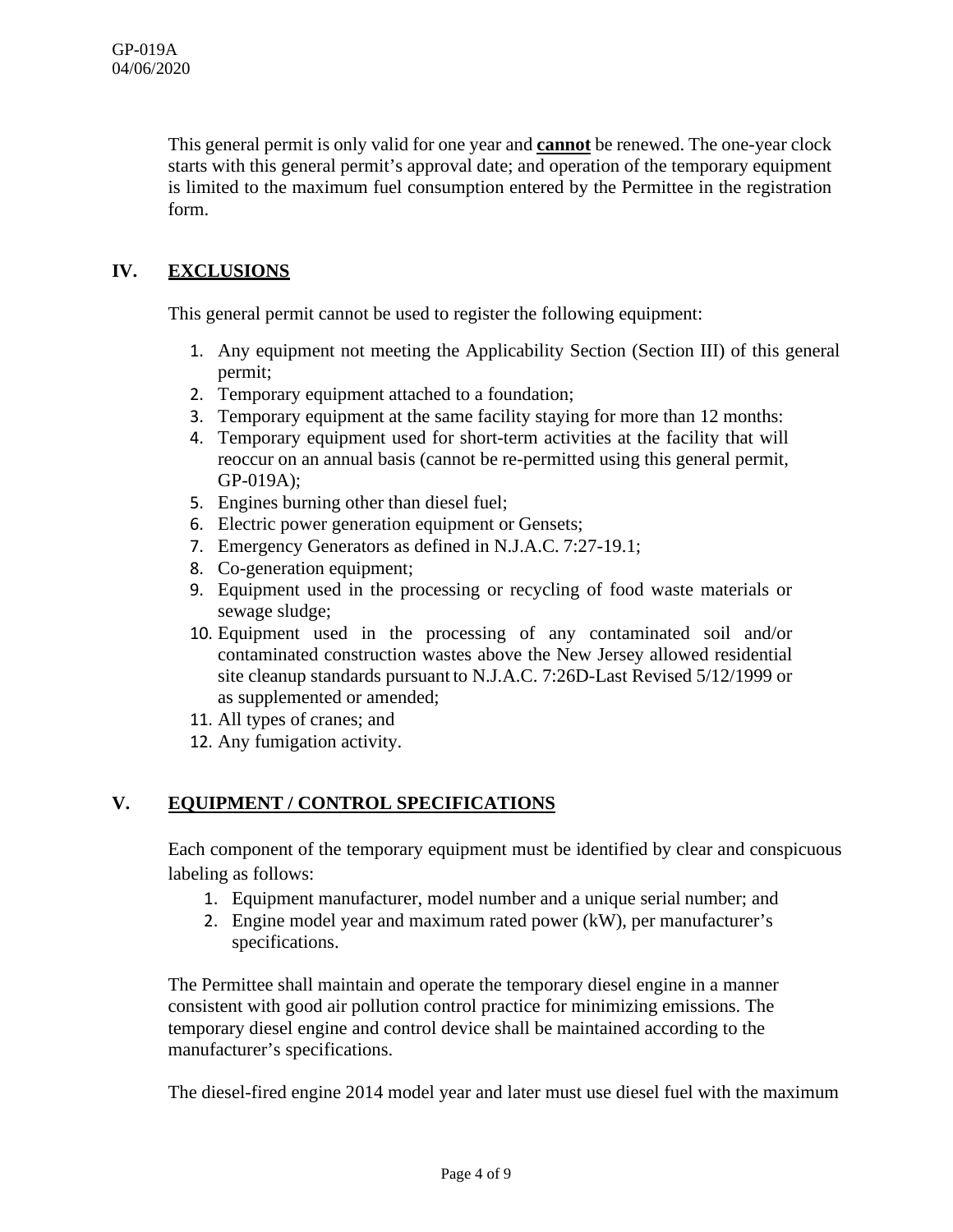This general permit is only valid for one year and **cannot** be renewed. The one-year clock starts with this general permit's approval date; and operation of the temporary equipment is limited to the maximum fuel consumption entered by the Permittee in the registration form.

## IV. EXCLUSIONS

This general permit cannot be used to register the following equipment:

1. Any equipment not meeting the Applicability Section (Section III) of this general permit;
2. Temporary equipment attached to a foundation;
3. Temporary equipment at the same facility staying for more than 12 months:
4. Temporary equipment used for short-term activities at the facility that will reoccur on an annual basis (cannot be re-permitted using this general permit, GP-019A);
5. Engines burning other than diesel fuel;
6. Electric power generation equipment or Gensets;
7. Emergency Generators as defined in N.J.A.C. 7:27-19.1;
8. Co-generation equipment;
9. Equipment used in the processing or recycling of food waste materials or sewage sludge;
10. Equipment used in the processing of any contaminated soil and/or contaminated construction wastes above the New Jersey allowed residential site cleanup standards pursuant to N.J.A.C. 7:26D-Last Revised 5/12/1999 or as supplemented or amended;
11. All types of cranes; and
12. Any fumigation activity.

## V. EQUIPMENT / CONTROL SPECIFICATIONS

Each component of the temporary equipment must be identified by clear and conspicuous labeling as follows:

1. Equipment manufacturer, model number and a unique serial number; and
2. Engine model year and maximum rated power (kW), per manufacturer's specifications.

The Permittee shall maintain and operate the temporary diesel engine in a manner consistent with good air pollution control practice for minimizing emissions. The temporary diesel engine and control device shall be maintained according to the manufacturer's specifications.

The diesel-fired engine 2014 model year and later must use diesel fuel with the maximum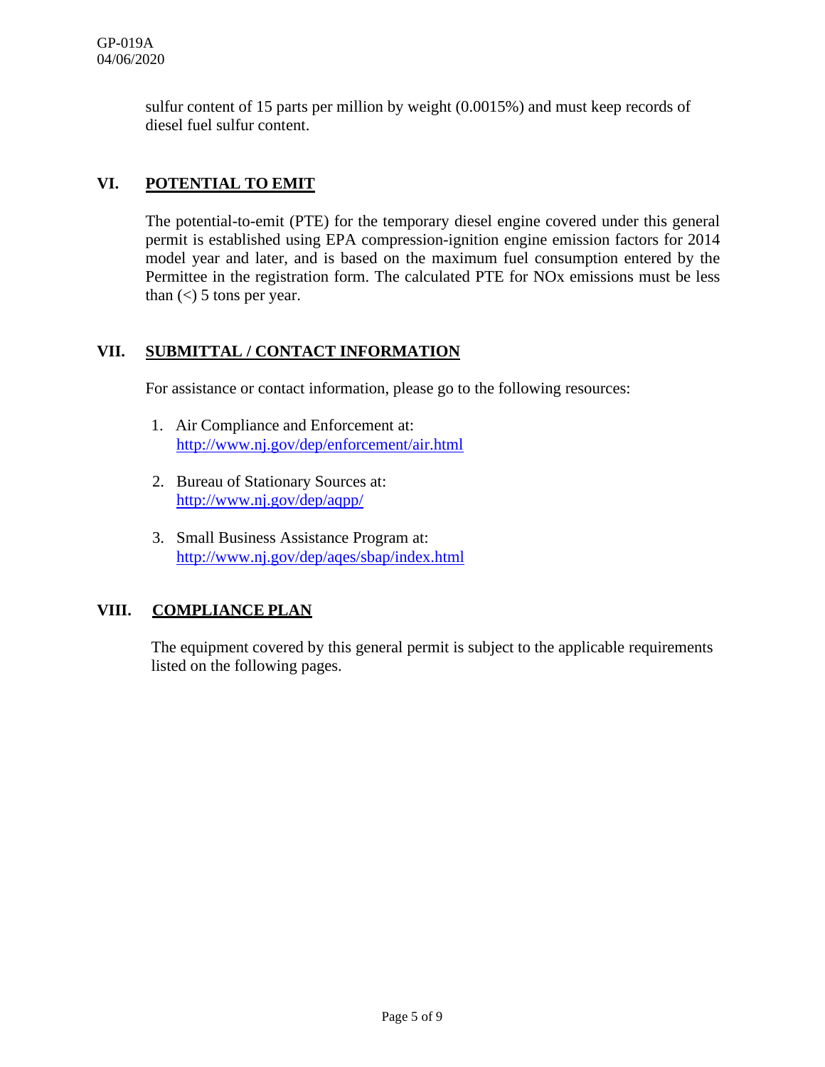sulfur content of 15 parts per million by weight (0.0015%) and must keep records of diesel fuel sulfur content.

## VI. POTENTIAL TO EMIT

The potential-to-emit (PTE) for the temporary diesel engine covered under this general permit is established using EPA compression-ignition engine emission factors for 2014 model year and later, and is based on the maximum fuel consumption entered by the Permittee in the registration form. The calculated PTE for NOx emissions must be less than (<) 5 tons per year.

## VII. SUBMITTAL / CONTACT INFORMATION

For assistance or contact information, please go to the following resources:

1. Air Compliance and Enforcement at:
   http://www.nj.gov/dep/enforcement/air.html

2. Bureau of Stationary Sources at:
   http://www.nj.gov/dep/aqpp/

3. Small Business Assistance Program at:
   http://www.nj.gov/dep/aqes/sbap/index.html

## VIII. COMPLIANCE PLAN

The equipment covered by this general permit is subject to the applicable requirements listed on the following pages.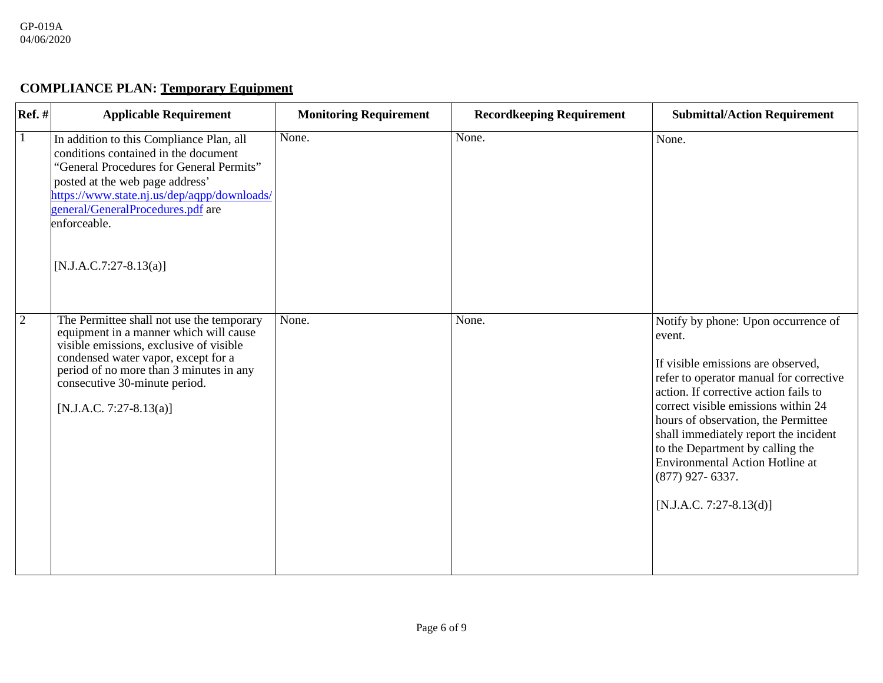GP-019A
04/06/2020

## COMPLIANCE PLAN: Temporary Equipment

| Ref. # | Applicable Requirement | Monitoring Requirement | Recordkeeping Requirement | Submittal/Action Requirement |
|---|---|---|---|---|
| 1 | In addition to this Compliance Plan, all conditions contained in the document "General Procedures for General Permits" posted at the web page address' https://www.state.nj.us/dep/aqpp/downloads/general/GeneralProcedures.pdf are enforceable.<br><br>[N.J.A.C.7:27-8.13(a)] | None. | None. | None. |
| 2 | The Permittee shall not use the temporary equipment in a manner which will cause visible emissions, exclusive of visible condensed water vapor, except for a period of no more than 3 minutes in any consecutive 30-minute period.<br><br>[N.J.A.C. 7:27-8.13(a)] | None. | None. | Notify by phone: Upon occurrence of event.<br><br>If visible emissions are observed, refer to operator manual for corrective action. If corrective action fails to correct visible emissions within 24 hours of observation, the Permittee shall immediately report the incident to the Department by calling the Environmental Action Hotline at (877) 927- 6337.<br><br>[N.J.A.C. 7:27-8.13(d)] |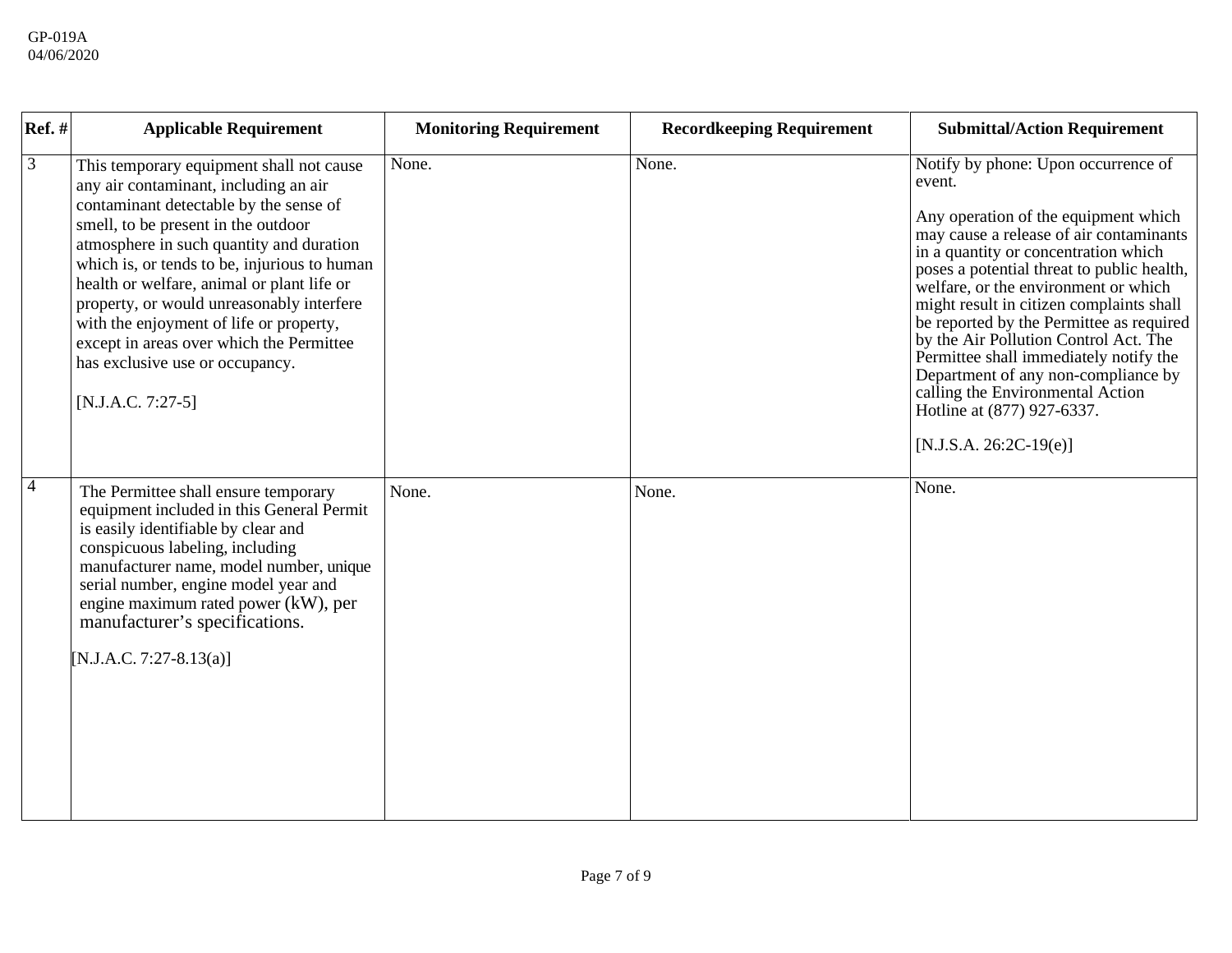| Ref. # | Applicable Requirement | Monitoring Requirement | Recordkeeping Requirement | Submittal/Action Requirement |
|---|---|---|---|---|
| 3 | This temporary equipment shall not cause any air contaminant, including an air contaminant detectable by the sense of smell, to be present in the outdoor atmosphere in such quantity and duration which is, or tends to be, injurious to human health or welfare, animal or plant life or property, or would unreasonably interfere with the enjoyment of life or property, except in areas over which the Permittee has exclusive use or occupancy.<br><br>[N.J.A.C. 7:27-5] | None. | None. | Notify by phone: Upon occurrence of event.<br><br>Any operation of the equipment which may cause a release of air contaminants in a quantity or concentration which poses a potential threat to public health, welfare, or the environment or which might result in citizen complaints shall be reported by the Permittee as required by the Air Pollution Control Act. The Permittee shall immediately notify the Department of any non-compliance by calling the Environmental Action Hotline at (877) 927-6337.<br><br>[N.J.S.A. 26:2C-19(e)] |
| 4 | The Permittee shall ensure temporary equipment included in this General Permit is easily identifiable by clear and conspicuous labeling, including manufacturer name, model number, unique serial number, engine model year and engine maximum rated power (kW), per manufacturer's specifications.<br><br>[N.J.A.C. 7:27-8.13(a)] | None. | None. | None. |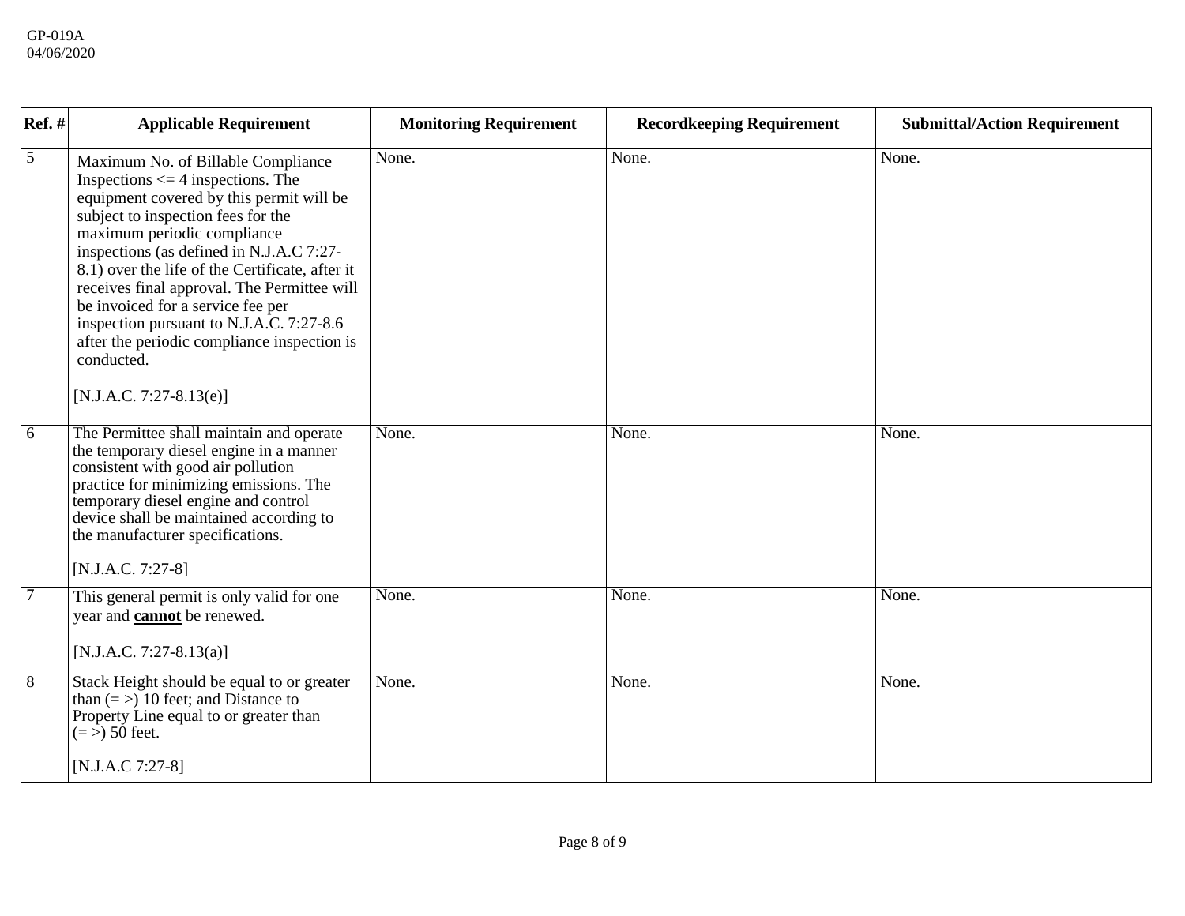| Ref. # | Applicable Requirement | Monitoring Requirement | Recordkeeping Requirement | Submittal/Action Requirement |
|---|---|---|---|---|
| 5 | Maximum No. of Billable Compliance Inspections <= 4 inspections. The equipment covered by this permit will be subject to inspection fees for the maximum periodic compliance inspections (as defined in N.J.A.C 7:27-8.1) over the life of the Certificate, after it receives final approval. The Permittee will be invoiced for a service fee per inspection pursuant to N.J.A.C. 7:27-8.6 after the periodic compliance inspection is conducted.<br><br>[N.J.A.C. 7:27-8.13(e)] | None. | None. | None. |
| 6 | The Permittee shall maintain and operate the temporary diesel engine in a manner consistent with good air pollution practice for minimizing emissions. The temporary diesel engine and control device shall be maintained according to the manufacturer specifications.<br><br>[N.J.A.C. 7:27-8] | None. | None. | None. |
| 7 | This general permit is only valid for one year and **cannot** be renewed.<br><br>[N.J.A.C. 7:27-8.13(a)] | None. | None. | None. |
| 8 | Stack Height should be equal to or greater than (= >) 10 feet; and Distance to Property Line equal to or greater than (= >) 50 feet.<br><br>[N.J.A.C 7:27-8] | None. | None. | None. |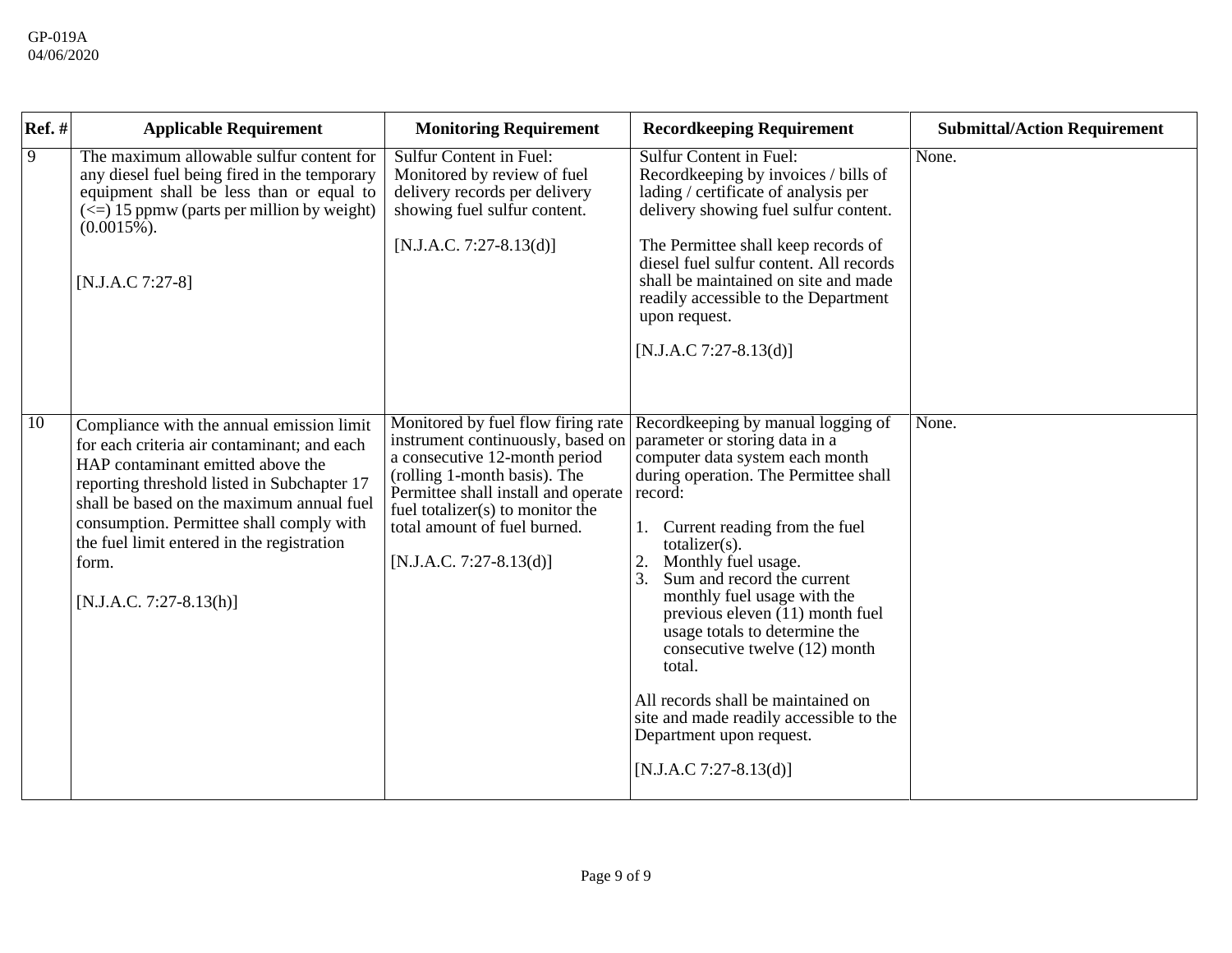| Ref. # | Applicable Requirement | Monitoring Requirement | Recordkeeping Requirement | Submittal/Action Requirement |
|---|---|---|---|---|
| 9 | The maximum allowable sulfur content for any diesel fuel being fired in the temporary equipment shall be less than or equal to (<=) 15 ppmw (parts per million by weight) (0.0015%).<br><br>[N.J.A.C 7:27-8] | Sulfur Content in Fuel: Monitored by review of fuel delivery records per delivery showing fuel sulfur content.<br><br>[N.J.A.C. 7:27-8.13(d)] | Sulfur Content in Fuel: Recordkeeping by invoices / bills of lading / certificate of analysis per delivery showing fuel sulfur content.<br><br>The Permittee shall keep records of diesel fuel sulfur content. All records shall be maintained on site and made readily accessible to the Department upon request.<br><br>[N.J.A.C 7:27-8.13(d)] | None. |
| 10 | Compliance with the annual emission limit for each criteria air contaminant; and each HAP contaminant emitted above the reporting threshold listed in Subchapter 17 shall be based on the maximum annual fuel consumption. Permittee shall comply with the fuel limit entered in the registration form.<br><br>[N.J.A.C. 7:27-8.13(h)] | Monitored by fuel flow firing rate instrument continuously, based on a consecutive 12-month period (rolling 1-month basis). The Permittee shall install and operate fuel totalizer(s) to monitor the total amount of fuel burned.<br><br>[N.J.A.C. 7:27-8.13(d)] | Recordkeeping by manual logging of parameter or storing data in a computer data system each month during operation. The Permittee shall record:<br><br>1. Current reading from the fuel totalizer(s).<br>2. Monthly fuel usage.<br>3. Sum and record the current monthly fuel usage with the previous eleven (11) month fuel usage totals to determine the consecutive twelve (12) month total.<br><br>All records shall be maintained on site and made readily accessible to the Department upon request.<br><br>[N.J.A.C 7:27-8.13(d)] | None. |